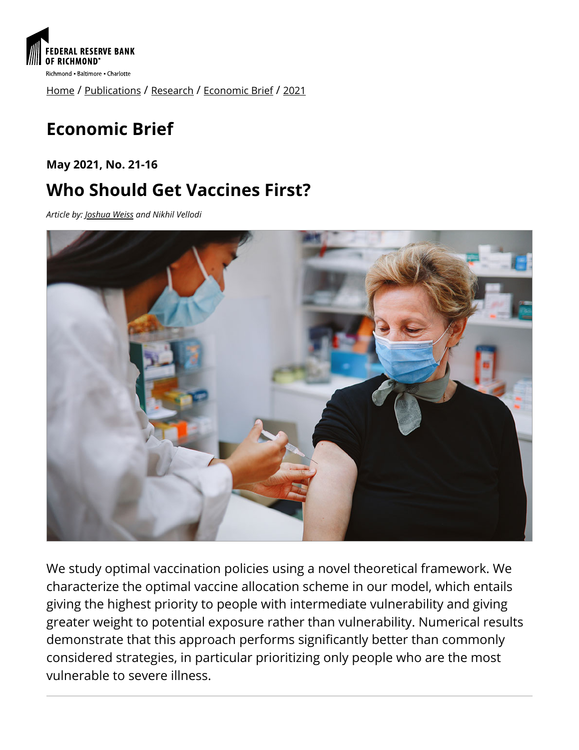Home / Publications / Research / Economic Brief / 2021

# Economic Brief

**May 2021, No. 21-16**

## Who Should Get Vaccines First?

*Article by: Joshua Weiss and Nikhil Vellodi*

We study optimal vaccination policies using a novel theoretical framework. We characterize the optimal vaccine allocation scheme in our model, which entails giving the highest priority to people with intermediate vulnerability and giving greater weight to potential exposure rather than vulnerability. Numerical results demonstrate that this approach performs significantly better than commonly considered strategies, in particular prioritizing only people who are the most vulnerable to severe illness.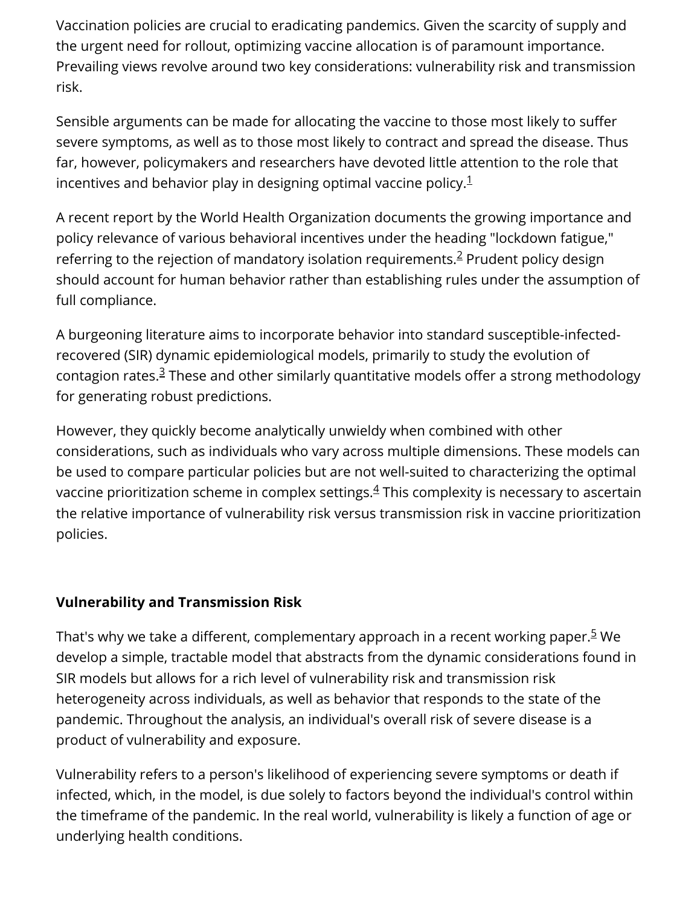Vaccination policies are crucial to eradicating pandemics. Given the scarcity of supply and the urgent need for rollout, optimizing vaccine allocation is of paramount importance. Prevailing views revolve around two key considerations: vulnerability risk and transmission risk.

Sensible arguments can be made for allocating the vaccine to those most likely to suffer severe symptoms, as well as to those most likely to contract and spread the disease. Thus far, however, policymakers and researchers have devoted little attention to the role that incentives and behavior play in designing optimal vaccine policy.[1]

A recent report by the World Health Organization documents the growing importance and policy relevance of various behavioral incentives under the heading "lockdown fatigue," referring to the rejection of mandatory isolation requirements.[2] Prudent policy design should account for human behavior rather than establishing rules under the assumption of full compliance.

A burgeoning literature aims to incorporate behavior into standard susceptible-infected-recovered (SIR) dynamic epidemiological models, primarily to study the evolution of contagion rates.[3] These and other similarly quantitative models offer a strong methodology for generating robust predictions.

However, they quickly become analytically unwieldy when combined with other considerations, such as individuals who vary across multiple dimensions. These models can be used to compare particular policies but are not well-suited to characterizing the optimal vaccine prioritization scheme in complex settings.[4] This complexity is necessary to ascertain the relative importance of vulnerability risk versus transmission risk in vaccine prioritization policies.

### Vulnerability and Transmission Risk

That's why we take a different, complementary approach in a recent working paper.[5] We develop a simple, tractable model that abstracts from the dynamic considerations found in SIR models but allows for a rich level of vulnerability risk and transmission risk heterogeneity across individuals, as well as behavior that responds to the state of the pandemic. Throughout the analysis, an individual's overall risk of severe disease is a product of vulnerability and exposure.

Vulnerability refers to a person's likelihood of experiencing severe symptoms or death if infected, which, in the model, is due solely to factors beyond the individual's control within the timeframe of the pandemic. In the real world, vulnerability is likely a function of age or underlying health conditions.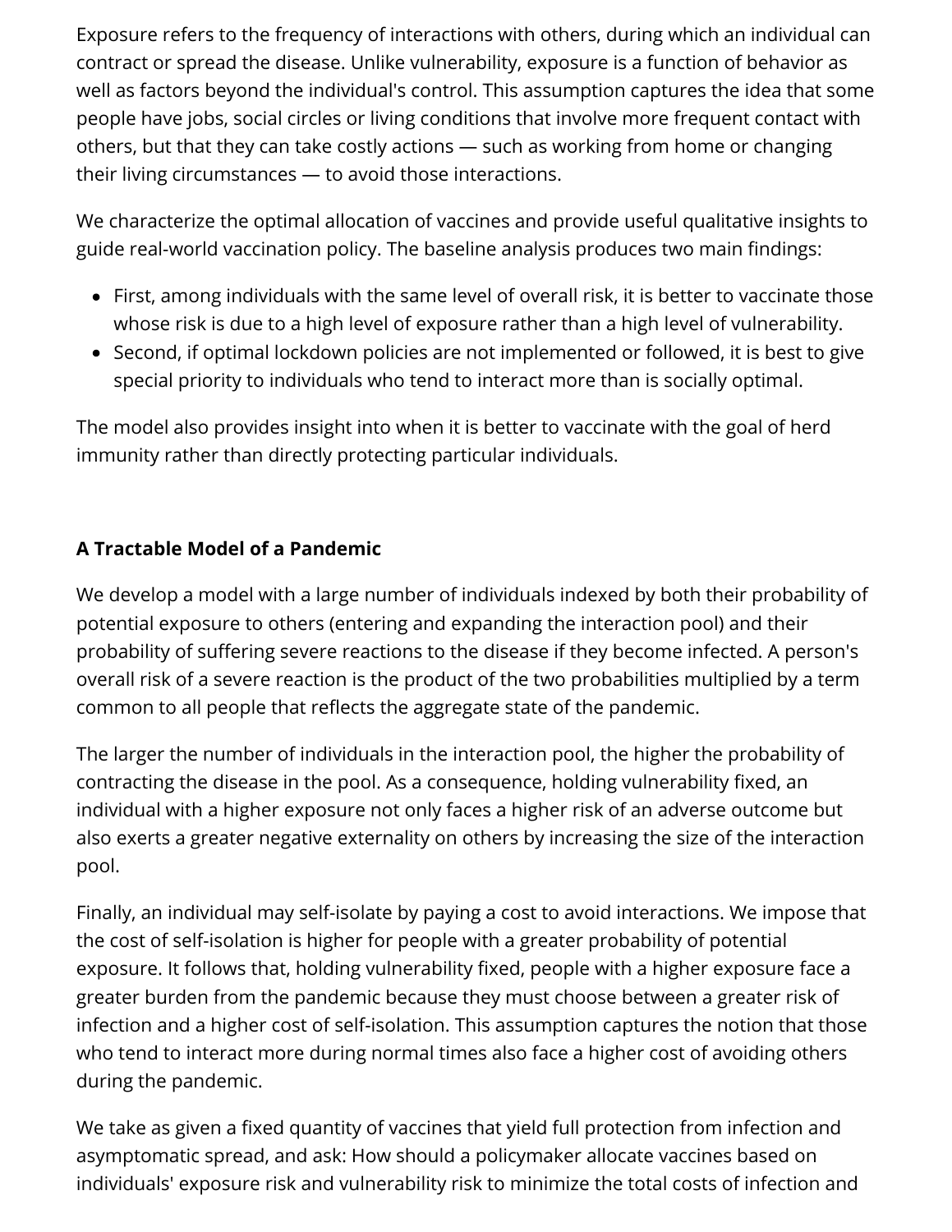Exposure refers to the frequency of interactions with others, during which an individual can contract or spread the disease. Unlike vulnerability, exposure is a function of behavior as well as factors beyond the individual's control. This assumption captures the idea that some people have jobs, social circles or living conditions that involve more frequent contact with others, but that they can take costly actions — such as working from home or changing their living circumstances — to avoid those interactions.

We characterize the optimal allocation of vaccines and provide useful qualitative insights to guide real-world vaccination policy. The baseline analysis produces two main findings:

- First, among individuals with the same level of overall risk, it is better to vaccinate those whose risk is due to a high level of exposure rather than a high level of vulnerability.
- Second, if optimal lockdown policies are not implemented or followed, it is best to give special priority to individuals who tend to interact more than is socially optimal.

The model also provides insight into when it is better to vaccinate with the goal of herd immunity rather than directly protecting particular individuals.

**A Tractable Model of a Pandemic**

We develop a model with a large number of individuals indexed by both their probability of potential exposure to others (entering and expanding the interaction pool) and their probability of suffering severe reactions to the disease if they become infected. A person's overall risk of a severe reaction is the product of the two probabilities multiplied by a term common to all people that reflects the aggregate state of the pandemic.

The larger the number of individuals in the interaction pool, the higher the probability of contracting the disease in the pool. As a consequence, holding vulnerability fixed, an individual with a higher exposure not only faces a higher risk of an adverse outcome but also exerts a greater negative externality on others by increasing the size of the interaction pool.

Finally, an individual may self-isolate by paying a cost to avoid interactions. We impose that the cost of self-isolation is higher for people with a greater probability of potential exposure. It follows that, holding vulnerability fixed, people with a higher exposure face a greater burden from the pandemic because they must choose between a greater risk of infection and a higher cost of self-isolation. This assumption captures the notion that those who tend to interact more during normal times also face a higher cost of avoiding others during the pandemic.

We take as given a fixed quantity of vaccines that yield full protection from infection and asymptomatic spread, and ask: How should a policymaker allocate vaccines based on individuals' exposure risk and vulnerability risk to minimize the total costs of infection and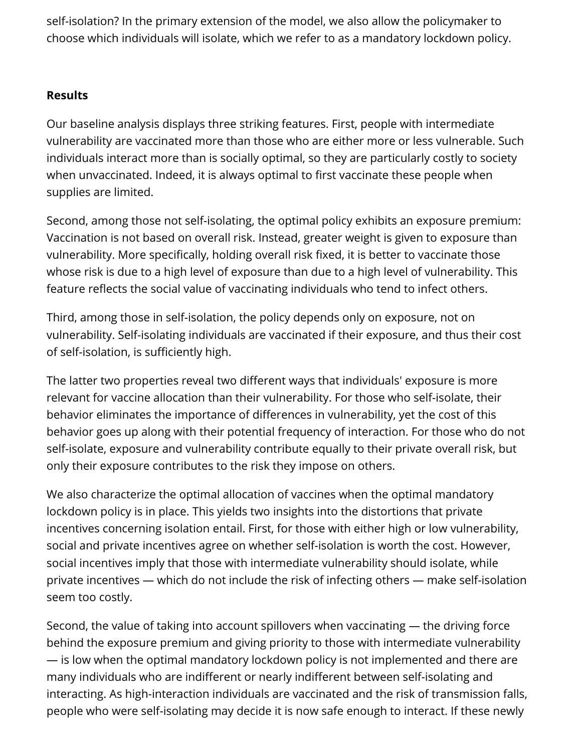self-isolation? In the primary extension of the model, we also allow the policymaker to choose which individuals will isolate, which we refer to as a mandatory lockdown policy.

**Results**

Our baseline analysis displays three striking features. First, people with intermediate vulnerability are vaccinated more than those who are either more or less vulnerable. Such individuals interact more than is socially optimal, so they are particularly costly to society when unvaccinated. Indeed, it is always optimal to first vaccinate these people when supplies are limited.

Second, among those not self-isolating, the optimal policy exhibits an exposure premium: Vaccination is not based on overall risk. Instead, greater weight is given to exposure than vulnerability. More specifically, holding overall risk fixed, it is better to vaccinate those whose risk is due to a high level of exposure than due to a high level of vulnerability. This feature reflects the social value of vaccinating individuals who tend to infect others.

Third, among those in self-isolation, the policy depends only on exposure, not on vulnerability. Self-isolating individuals are vaccinated if their exposure, and thus their cost of self-isolation, is sufficiently high.

The latter two properties reveal two different ways that individuals' exposure is more relevant for vaccine allocation than their vulnerability. For those who self-isolate, their behavior eliminates the importance of differences in vulnerability, yet the cost of this behavior goes up along with their potential frequency of interaction. For those who do not self-isolate, exposure and vulnerability contribute equally to their private overall risk, but only their exposure contributes to the risk they impose on others.

We also characterize the optimal allocation of vaccines when the optimal mandatory lockdown policy is in place. This yields two insights into the distortions that private incentives concerning isolation entail. First, for those with either high or low vulnerability, social and private incentives agree on whether self-isolation is worth the cost. However, social incentives imply that those with intermediate vulnerability should isolate, while private incentives — which do not include the risk of infecting others — make self-isolation seem too costly.

Second, the value of taking into account spillovers when vaccinating — the driving force behind the exposure premium and giving priority to those with intermediate vulnerability — is low when the optimal mandatory lockdown policy is not implemented and there are many individuals who are indifferent or nearly indifferent between self-isolating and interacting. As high-interaction individuals are vaccinated and the risk of transmission falls, people who were self-isolating may decide it is now safe enough to interact. If these newly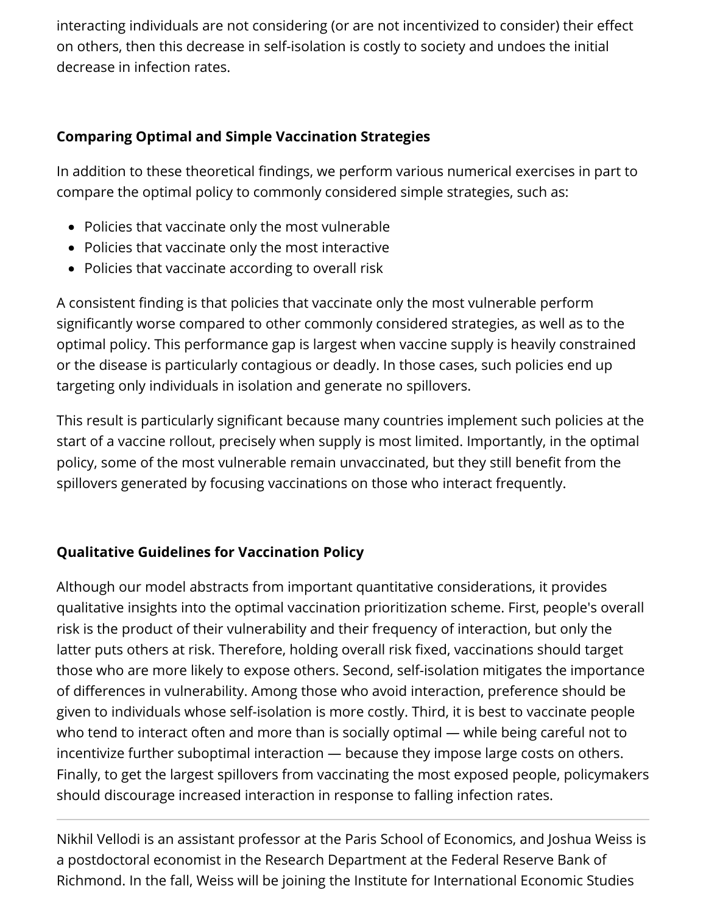interacting individuals are not considering (or are not incentivized to consider) their effect on others, then this decrease in self-isolation is costly to society and undoes the initial decrease in infection rates.

**Comparing Optimal and Simple Vaccination Strategies**

In addition to these theoretical findings, we perform various numerical exercises in part to compare the optimal policy to commonly considered simple strategies, such as:

- Policies that vaccinate only the most vulnerable
- Policies that vaccinate only the most interactive
- Policies that vaccinate according to overall risk

A consistent finding is that policies that vaccinate only the most vulnerable perform significantly worse compared to other commonly considered strategies, as well as to the optimal policy. This performance gap is largest when vaccine supply is heavily constrained or the disease is particularly contagious or deadly. In those cases, such policies end up targeting only individuals in isolation and generate no spillovers.

This result is particularly significant because many countries implement such policies at the start of a vaccine rollout, precisely when supply is most limited. Importantly, in the optimal policy, some of the most vulnerable remain unvaccinated, but they still benefit from the spillovers generated by focusing vaccinations on those who interact frequently.

**Qualitative Guidelines for Vaccination Policy**

Although our model abstracts from important quantitative considerations, it provides qualitative insights into the optimal vaccination prioritization scheme. First, people's overall risk is the product of their vulnerability and their frequency of interaction, but only the latter puts others at risk. Therefore, holding overall risk fixed, vaccinations should target those who are more likely to expose others. Second, self-isolation mitigates the importance of differences in vulnerability. Among those who avoid interaction, preference should be given to individuals whose self-isolation is more costly. Third, it is best to vaccinate people who tend to interact often and more than is socially optimal — while being careful not to incentivize further suboptimal interaction — because they impose large costs on others. Finally, to get the largest spillovers from vaccinating the most exposed people, policymakers should discourage increased interaction in response to falling infection rates.

---

Nikhil Vellodi is an assistant professor at the Paris School of Economics, and Joshua Weiss is a postdoctoral economist in the Research Department at the Federal Reserve Bank of Richmond. In the fall, Weiss will be joining the Institute for International Economic Studies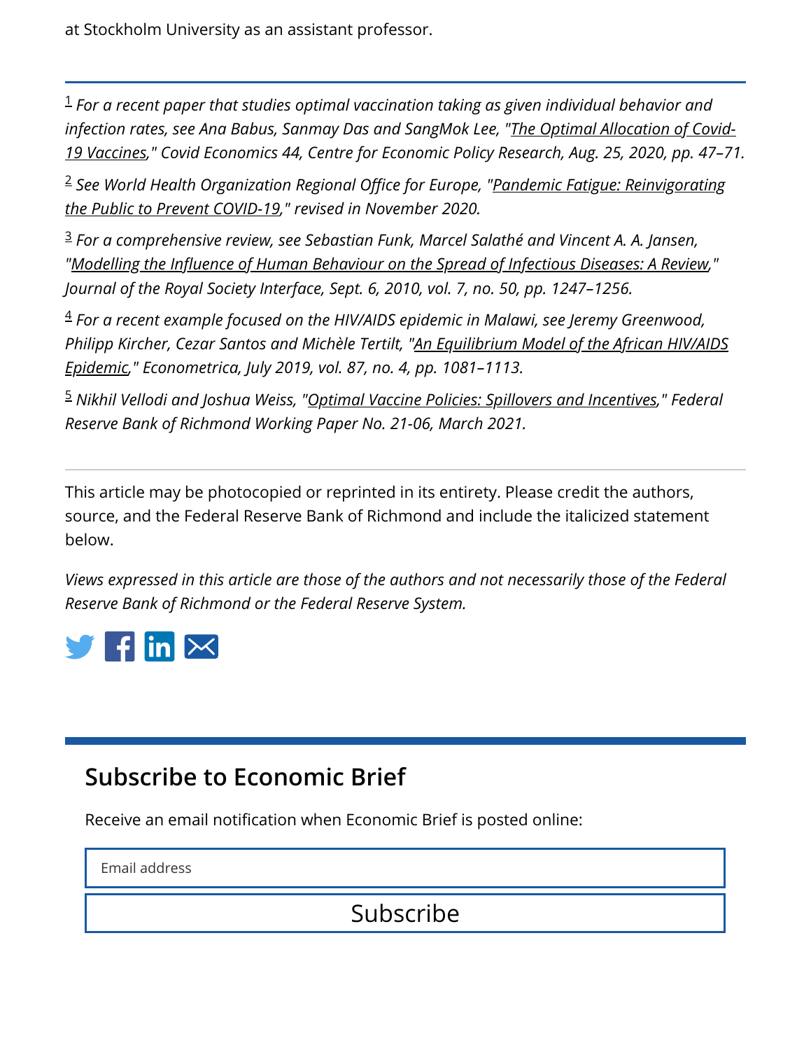at Stockholm University as an assistant professor.

---

[1] *For a recent paper that studies optimal vaccination taking as given individual behavior and infection rates, see Ana Babus, Sanmay Das and SangMok Lee, "The Optimal Allocation of Covid-19 Vaccines," Covid Economics 44, Centre for Economic Policy Research, Aug. 25, 2020, pp. 47–71.*

[2] *See World Health Organization Regional Office for Europe, "Pandemic Fatigue: Reinvigorating the Public to Prevent COVID-19," revised in November 2020.*

[3] *For a comprehensive review, see Sebastian Funk, Marcel Salathé and Vincent A. A. Jansen, "Modelling the Influence of Human Behaviour on the Spread of Infectious Diseases: A Review," Journal of the Royal Society Interface, Sept. 6, 2010, vol. 7, no. 50, pp. 1247–1256.*

[4] *For a recent example focused on the HIV/AIDS epidemic in Malawi, see Jeremy Greenwood, Philipp Kircher, Cezar Santos and Michèle Tertilt, "An Equilibrium Model of the African HIV/AIDS Epidemic," Econometrica, July 2019, vol. 87, no. 4, pp. 1081–1113.*

[5] *Nikhil Vellodi and Joshua Weiss, "Optimal Vaccine Policies: Spillovers and Incentives," Federal Reserve Bank of Richmond Working Paper No. 21-06, March 2021.*

---

This article may be photocopied or reprinted in its entirety. Please credit the authors, source, and the Federal Reserve Bank of Richmond and include the italicized statement below.

*Views expressed in this article are those of the authors and not necessarily those of the Federal Reserve Bank of Richmond or the Federal Reserve System.*

## Subscribe to Economic Brief

Receive an email notification when Economic Brief is posted online:

Email address

Subscribe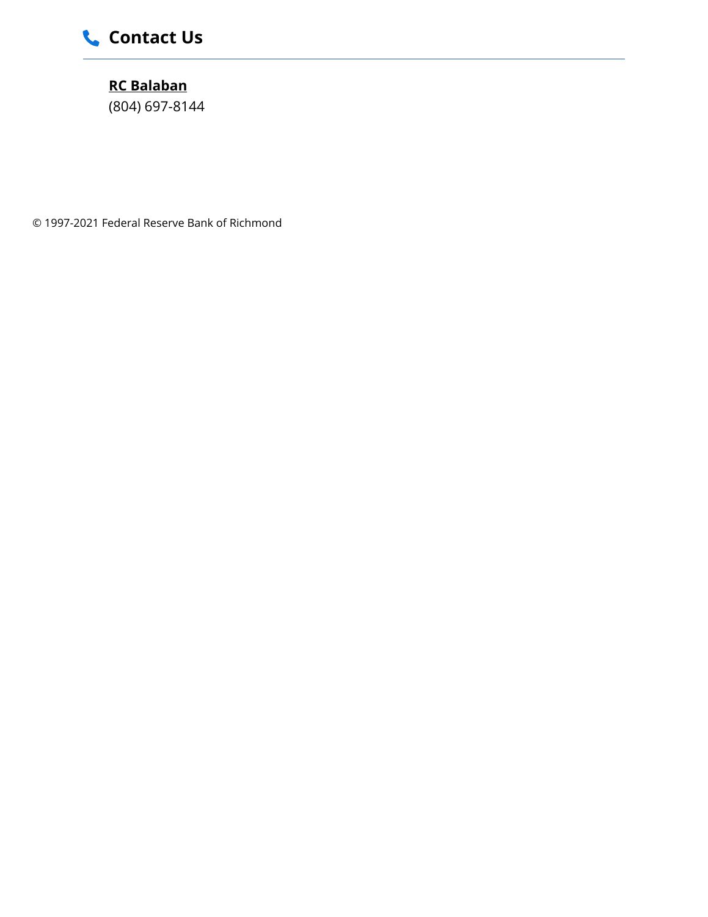## Contact Us

**RC Balaban**
(804) 697-8144

© 1997-2021 Federal Reserve Bank of Richmond